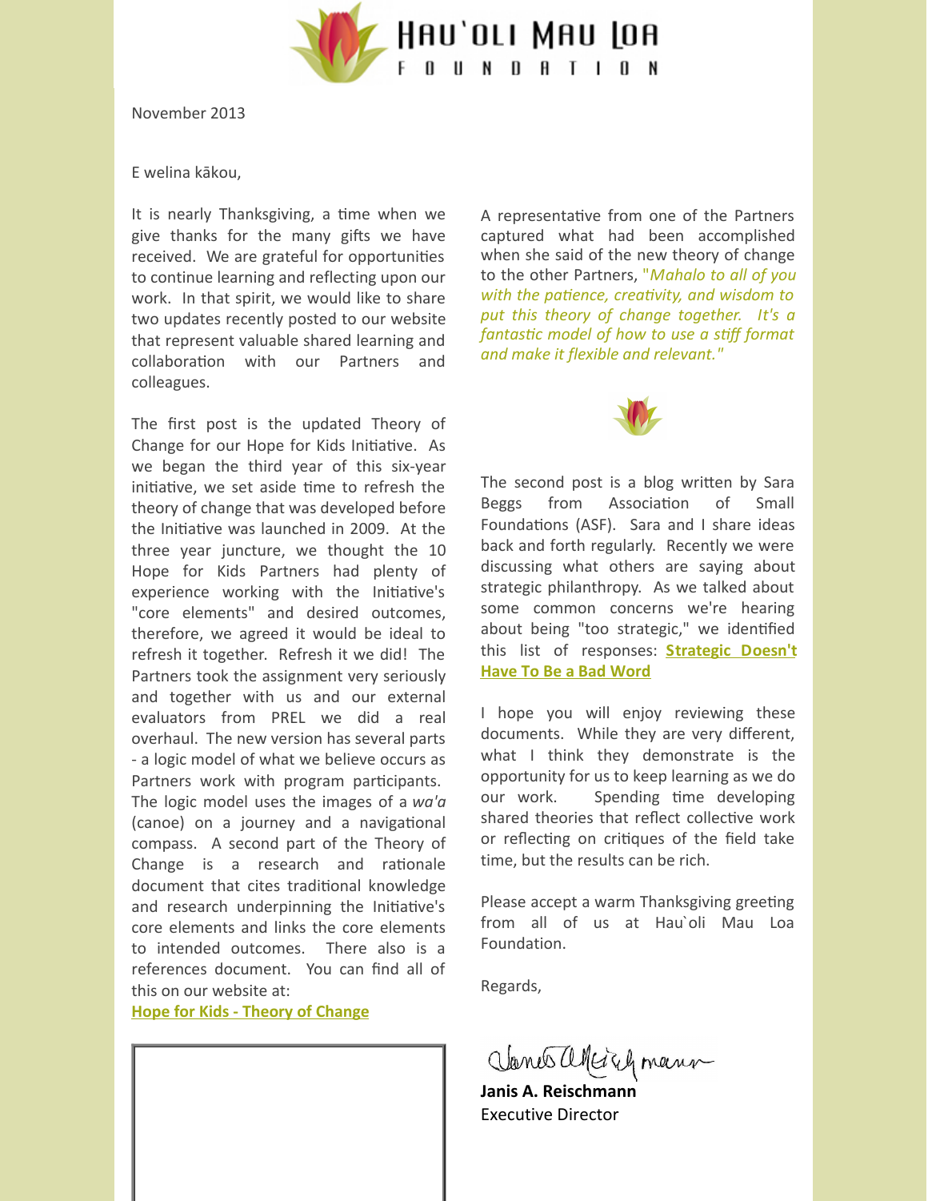# Hau'oli Mau Loa Foundation

November 2013

E welina kākou,

It is nearly Thanksgiving, a time when we give thanks for the many gifts we have received. We are grateful for opportunities to continue learning and reflecting upon our work. In that spirit, we would like to share two updates recently posted to our website that represent valuable shared learning and collaboration with our Partners and colleagues.

The first post is the updated Theory of Change for our Hope for Kids Initiative. As we began the third year of this six-year initiative, we set aside time to refresh the theory of change that was developed before the Initiative was launched in 2009. At the three year juncture, we thought the 10 Hope for Kids Partners had plenty of experience working with the Initiative's "core elements" and desired outcomes, therefore, we agreed it would be ideal to refresh it together. Refresh it we did! The Partners took the assignment very seriously and together with us and our external evaluators from PREL we did a real overhaul. The new version has several parts - a logic model of what we believe occurs as Partners work with program participants. The logic model uses the images of a *wa'a* (canoe) on a journey and a navigational compass. A second part of the Theory of Change is a research and rationale document that cites traditional knowledge and research underpinning the Initiative's core elements and links the core elements to intended outcomes. There also is a references document. You can find all of this on our website at:
**Hope for Kids - Theory of Change**

A representative from one of the Partners captured what had been accomplished when she said of the new theory of change to the other Partners, "*Mahalo to all of you with the patience, creativity, and wisdom to put this theory of change together. It's a fantastic model of how to use a stiff format and make it flexible and relevant.*"

The second post is a blog written by Sara Beggs from Association of Small Foundations (ASF). Sara and I share ideas back and forth regularly. Recently we were discussing what others are saying about strategic philanthropy. As we talked about some common concerns we're hearing about being "too strategic," we identified this list of responses: **Strategic Doesn't Have To Be a Bad Word**

I hope you will enjoy reviewing these documents. While they are very different, what I think they demonstrate is the opportunity for us to keep learning as we do our work. Spending time developing shared theories that reflect collective work or reflecting on critiques of the field take time, but the results can be rich.

Please accept a warm Thanksgiving greeting from all of us at Hau`oli Mau Loa Foundation.

Regards,

**Janis A. Reischmann**
Executive Director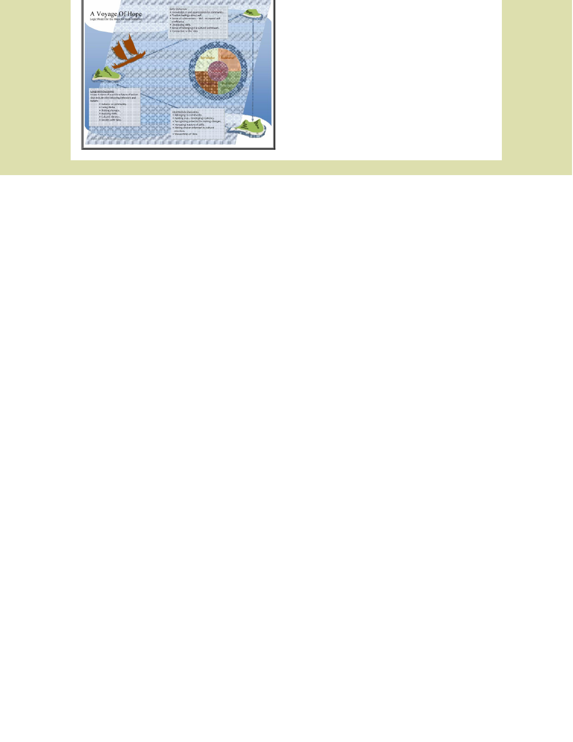A Voyage Of Hope

Logic Model for the Hope for Kids Initiative

Early Outcomes:

- Knowledge of and appreciation for community.
- Positive feelings about self.
- Sense of achievement – MKE: increased self-confidence.
- Developing skills.
- Sense of belonging in a cultural continuum.
- Connection to the 'āina.

Long-term Outcomes

Hope: A vision of a positive future of action that includes the following behaviors and beliefs:

- Pulama: as community.
- Living Aloha.
- Making changes.
- Applying skills.
- Cultural vibrancy.
- Kinship with 'āina.

Intermediate Outcomes:

- Belonging to community.
- Building trust, developing resiliency.
- Recognizing potential for making changes.
- Increasing mastery of skills.
- Making choices informed by cultural practices.
- Stewardship of 'āina.